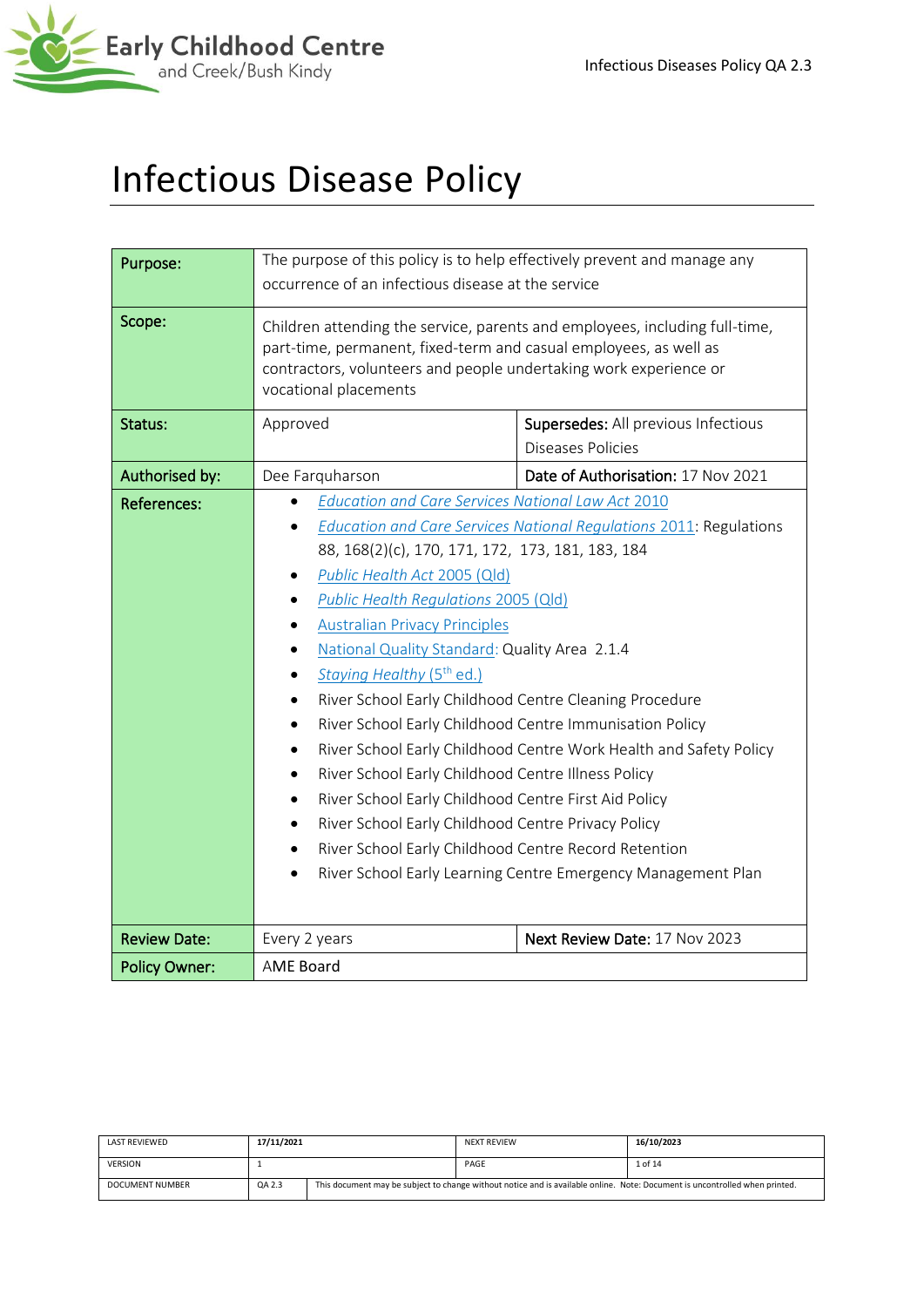# Infectious Disease Policy

| Purpose: | The purpose of this policy is to help effectively prevent and manage any occurrence of an infectious disease at the service | |
|---|---|---|
| Scope: | Children attending the service, parents and employees, including full-time, part-time, permanent, fixed-term and casual employees, as well as contractors, volunteers and people undertaking work experience or vocational placements | |
| Status: | Approved | **Supersedes:** All previous Infectious Diseases Policies |
| **Authorised by:** | Dee Farquharson | **Date of Authorisation:** 17 Nov 2021 |
| References: | • *Education and Care Services National Law Act 2010*<br>• *Education and Care Services National Regulations 2011*: Regulations 88, 168(2)(c), 170, 171, 172, 173, 181, 183, 184<br>• *Public Health Act* 2005 (Qld)<br>• *Public Health Regulations* 2005 (Qld)<br>• Australian Privacy Principles<br>• National Quality Standard: Quality Area 2.1.4<br>• *Staying Healthy* (5th ed.)<br>• River School Early Childhood Centre Cleaning Procedure<br>• River School Early Childhood Centre Immunisation Policy<br>• River School Early Childhood Centre Work Health and Safety Policy<br>• River School Early Childhood Centre Illness Policy<br>• River School Early Childhood Centre First Aid Policy<br>• River School Early Childhood Centre Privacy Policy<br>• River School Early Childhood Centre Record Retention<br>• River School Early Learning Centre Emergency Management Plan | |
| **Review Date:** | Every 2 years | **Next Review Date:** 17 Nov 2023 |
| **Policy Owner:** | AME Board | |

| LAST REVIEWED | 17/11/2021 | | NEXT REVIEW | 16/10/2023 |
|---|---|---|---|---|
| VERSION | 1 | | PAGE | 1 of 14 |
| DOCUMENT NUMBER | QA 2.3 | This document may be subject to change without notice and is available online. Note: Document is uncontrolled when printed. | | |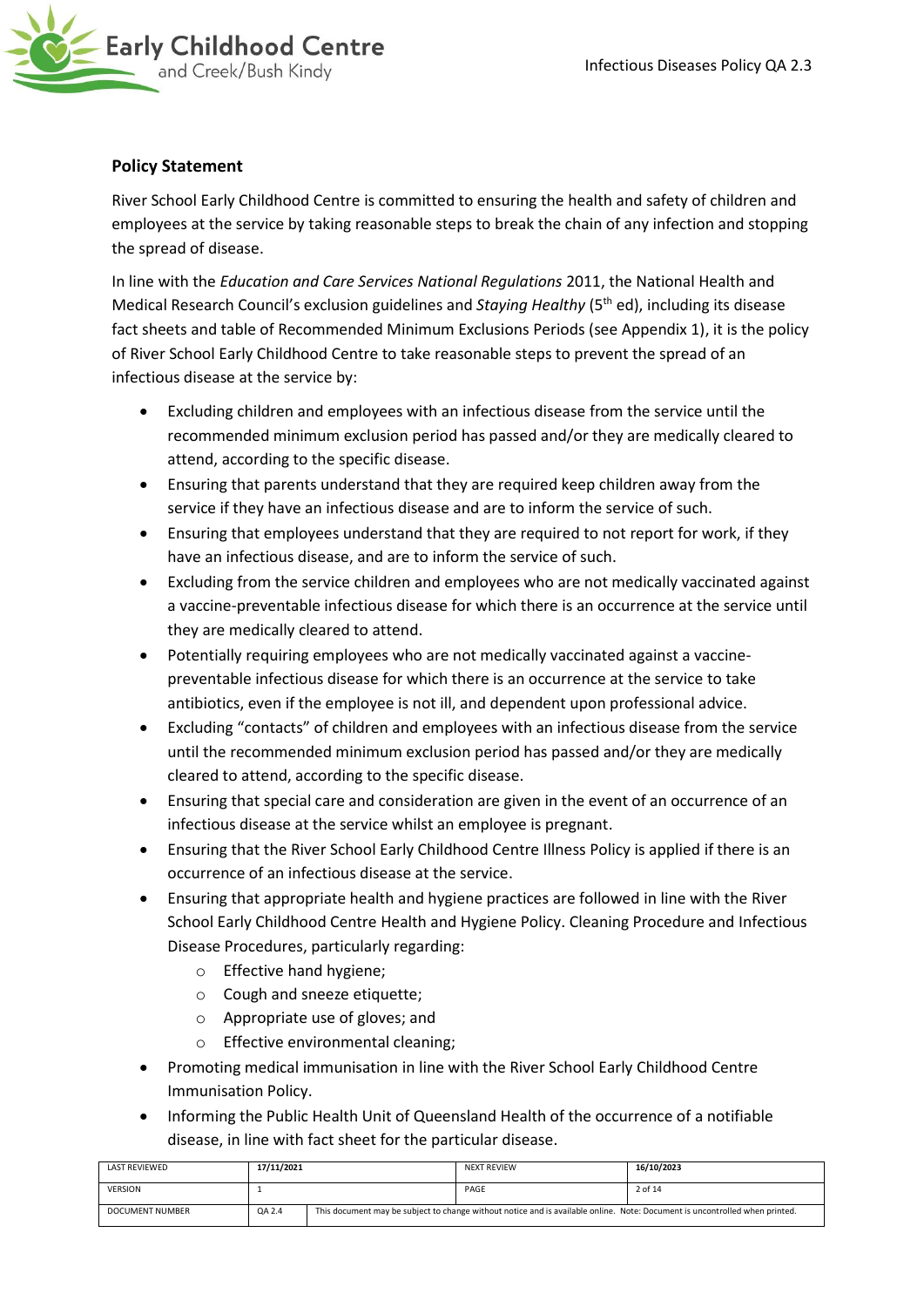**Policy Statement**

River School Early Childhood Centre is committed to ensuring the health and safety of children and employees at the service by taking reasonable steps to break the chain of any infection and stopping the spread of disease.

In line with the *Education and Care Services National Regulations* 2011, the National Health and Medical Research Council's exclusion guidelines and *Staying Healthy* (5th ed), including its disease fact sheets and table of Recommended Minimum Exclusions Periods (see Appendix 1), it is the policy of River School Early Childhood Centre to take reasonable steps to prevent the spread of an infectious disease at the service by:

- Excluding children and employees with an infectious disease from the service until the recommended minimum exclusion period has passed and/or they are medically cleared to attend, according to the specific disease.
- Ensuring that parents understand that they are required keep children away from the service if they have an infectious disease and are to inform the service of such.
- Ensuring that employees understand that they are required to not report for work, if they have an infectious disease, and are to inform the service of such.
- Excluding from the service children and employees who are not medically vaccinated against a vaccine-preventable infectious disease for which there is an occurrence at the service until they are medically cleared to attend.
- Potentially requiring employees who are not medically vaccinated against a vaccine-preventable infectious disease for which there is an occurrence at the service to take antibiotics, even if the employee is not ill, and dependent upon professional advice.
- Excluding "contacts" of children and employees with an infectious disease from the service until the recommended minimum exclusion period has passed and/or they are medically cleared to attend, according to the specific disease.
- Ensuring that special care and consideration are given in the event of an occurrence of an infectious disease at the service whilst an employee is pregnant.
- Ensuring that the River School Early Childhood Centre Illness Policy is applied if there is an occurrence of an infectious disease at the service.
- Ensuring that appropriate health and hygiene practices are followed in line with the River School Early Childhood Centre Health and Hygiene Policy. Cleaning Procedure and Infectious Disease Procedures, particularly regarding:
  - Effective hand hygiene;
  - Cough and sneeze etiquette;
  - Appropriate use of gloves; and
  - Effective environmental cleaning;
- Promoting medical immunisation in line with the River School Early Childhood Centre Immunisation Policy.
- Informing the Public Health Unit of Queensland Health of the occurrence of a notifiable disease, in line with fact sheet for the particular disease.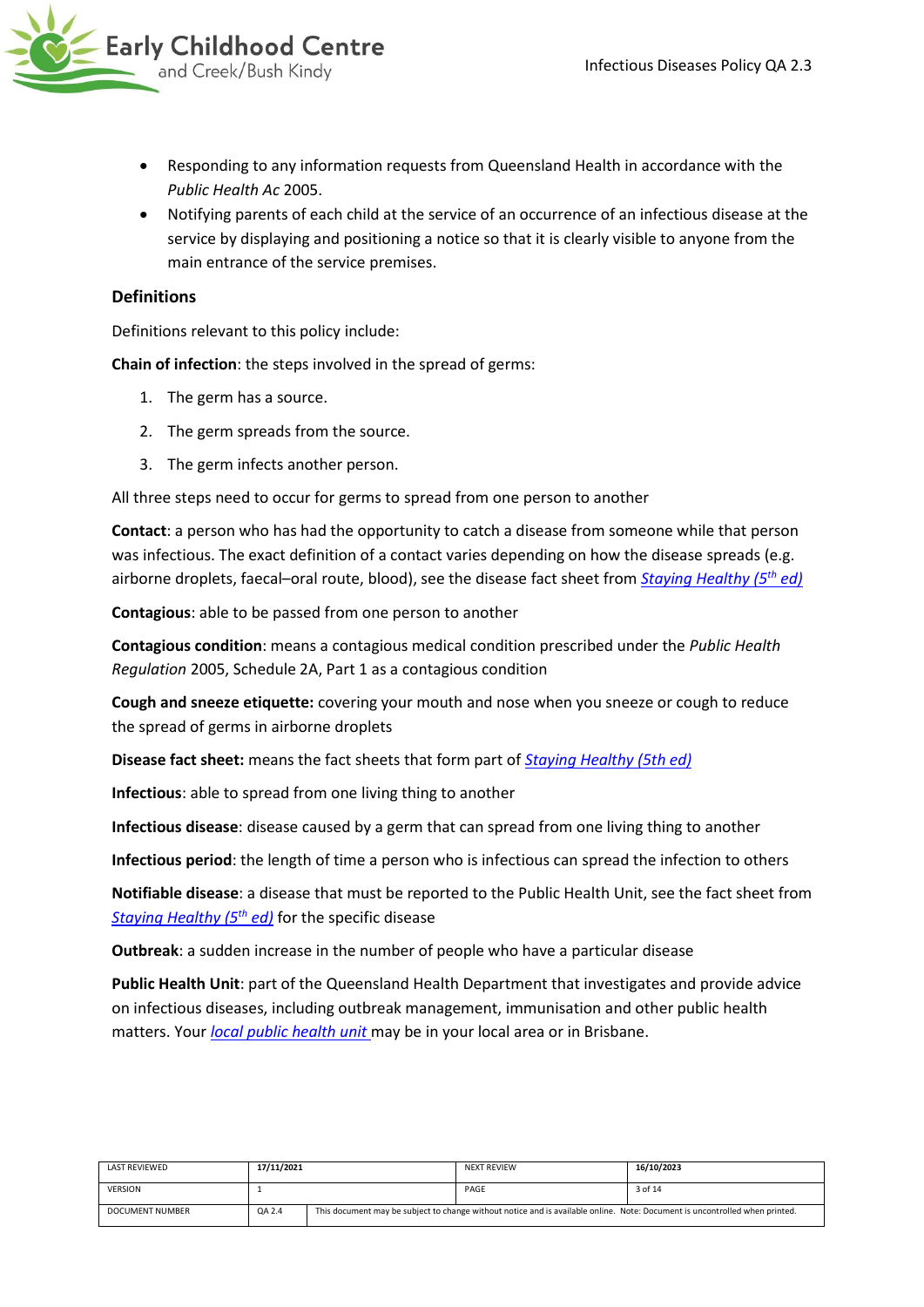- Responding to any information requests from Queensland Health in accordance with the *Public Health Ac* 2005.
- Notifying parents of each child at the service of an occurrence of an infectious disease at the service by displaying and positioning a notice so that it is clearly visible to anyone from the main entrance of the service premises.

### Definitions

Definitions relevant to this policy include:

**Chain of infection**: the steps involved in the spread of germs:

1. The germ has a source.
2. The germ spreads from the source.
3. The germ infects another person.

All three steps need to occur for germs to spread from one person to another

**Contact**: a person who has had the opportunity to catch a disease from someone while that person was infectious. The exact definition of a contact varies depending on how the disease spreads (e.g. airborne droplets, faecal–oral route, blood), see the disease fact sheet from *Staying Healthy (5th ed)*

**Contagious**: able to be passed from one person to another

**Contagious condition**: means a contagious medical condition prescribed under the *Public Health Regulation* 2005, Schedule 2A, Part 1 as a contagious condition

**Cough and sneeze etiquette:** covering your mouth and nose when you sneeze or cough to reduce the spread of germs in airborne droplets

**Disease fact sheet:** means the fact sheets that form part of *Staying Healthy (5th ed)*

**Infectious**: able to spread from one living thing to another

**Infectious disease**: disease caused by a germ that can spread from one living thing to another

**Infectious period**: the length of time a person who is infectious can spread the infection to others

**Notifiable disease**: a disease that must be reported to the Public Health Unit, see the fact sheet from *Staying Healthy (5th ed)* for the specific disease

**Outbreak**: a sudden increase in the number of people who have a particular disease

**Public Health Unit**: part of the Queensland Health Department that investigates and provide advice on infectious diseases, including outbreak management, immunisation and other public health matters. Your *local public health unit* may be in your local area or in Brisbane.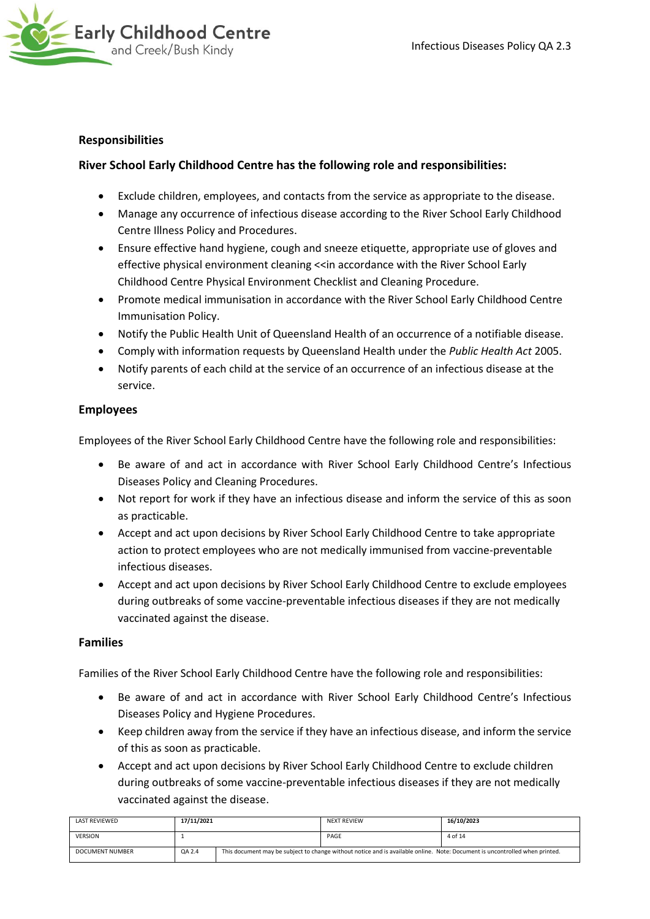## Responsibilities

### River School Early Childhood Centre has the following role and responsibilities:

- Exclude children, employees, and contacts from the service as appropriate to the disease.
- Manage any occurrence of infectious disease according to the River School Early Childhood Centre Illness Policy and Procedures.
- Ensure effective hand hygiene, cough and sneeze etiquette, appropriate use of gloves and effective physical environment cleaning <<in accordance with the River School Early Childhood Centre Physical Environment Checklist and Cleaning Procedure.
- Promote medical immunisation in accordance with the River School Early Childhood Centre Immunisation Policy.
- Notify the Public Health Unit of Queensland Health of an occurrence of a notifiable disease.
- Comply with information requests by Queensland Health under the *Public Health Act* 2005.
- Notify parents of each child at the service of an occurrence of an infectious disease at the service.

### Employees

Employees of the River School Early Childhood Centre have the following role and responsibilities:

- Be aware of and act in accordance with River School Early Childhood Centre's Infectious Diseases Policy and Cleaning Procedures.
- Not report for work if they have an infectious disease and inform the service of this as soon as practicable.
- Accept and act upon decisions by River School Early Childhood Centre to take appropriate action to protect employees who are not medically immunised from vaccine-preventable infectious diseases.
- Accept and act upon decisions by River School Early Childhood Centre to exclude employees during outbreaks of some vaccine-preventable infectious diseases if they are not medically vaccinated against the disease.

### Families

Families of the River School Early Childhood Centre have the following role and responsibilities:

- Be aware of and act in accordance with River School Early Childhood Centre's Infectious Diseases Policy and Hygiene Procedures.
- Keep children away from the service if they have an infectious disease, and inform the service of this as soon as practicable.
- Accept and act upon decisions by River School Early Childhood Centre to exclude children during outbreaks of some vaccine-preventable infectious diseases if they are not medically vaccinated against the disease.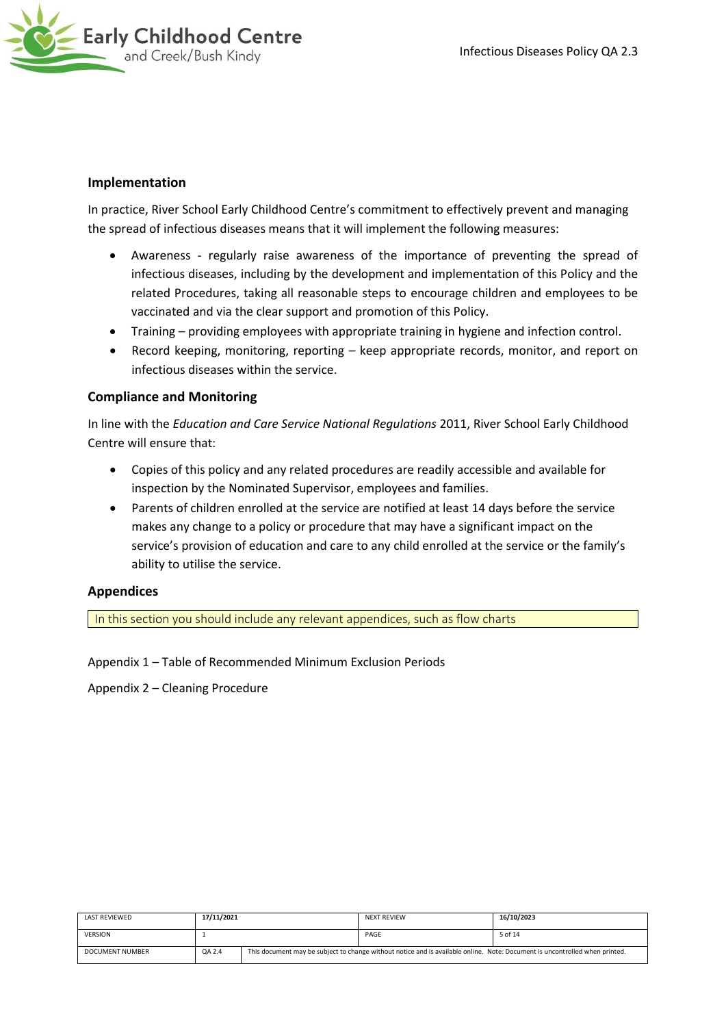### Implementation

In practice, River School Early Childhood Centre's commitment to effectively prevent and managing the spread of infectious diseases means that it will implement the following measures:

- Awareness - regularly raise awareness of the importance of preventing the spread of infectious diseases, including by the development and implementation of this Policy and the related Procedures, taking all reasonable steps to encourage children and employees to be vaccinated and via the clear support and promotion of this Policy.
- Training – providing employees with appropriate training in hygiene and infection control.
- Record keeping, monitoring, reporting – keep appropriate records, monitor, and report on infectious diseases within the service.

### Compliance and Monitoring

In line with the *Education and Care Service National Regulations* 2011, River School Early Childhood Centre will ensure that:

- Copies of this policy and any related procedures are readily accessible and available for inspection by the Nominated Supervisor, employees and families.
- Parents of children enrolled at the service are notified at least 14 days before the service makes any change to a policy or procedure that may have a significant impact on the service's provision of education and care to any child enrolled at the service or the family's ability to utilise the service.

### Appendices

In this section you should include any relevant appendices, such as flow charts

Appendix 1 – Table of Recommended Minimum Exclusion Periods

Appendix 2 – Cleaning Procedure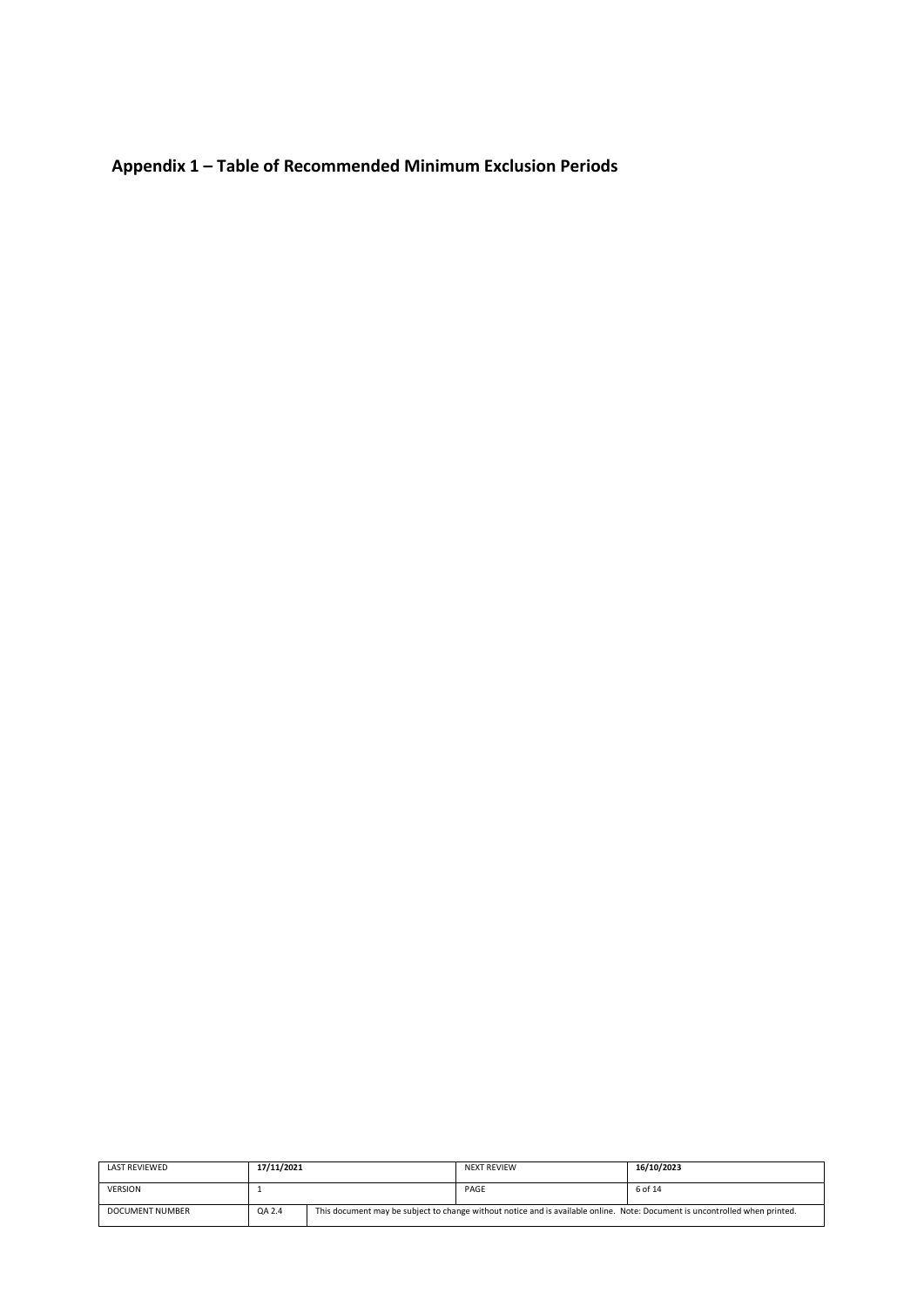## Appendix 1 – Table of Recommended Minimum Exclusion Periods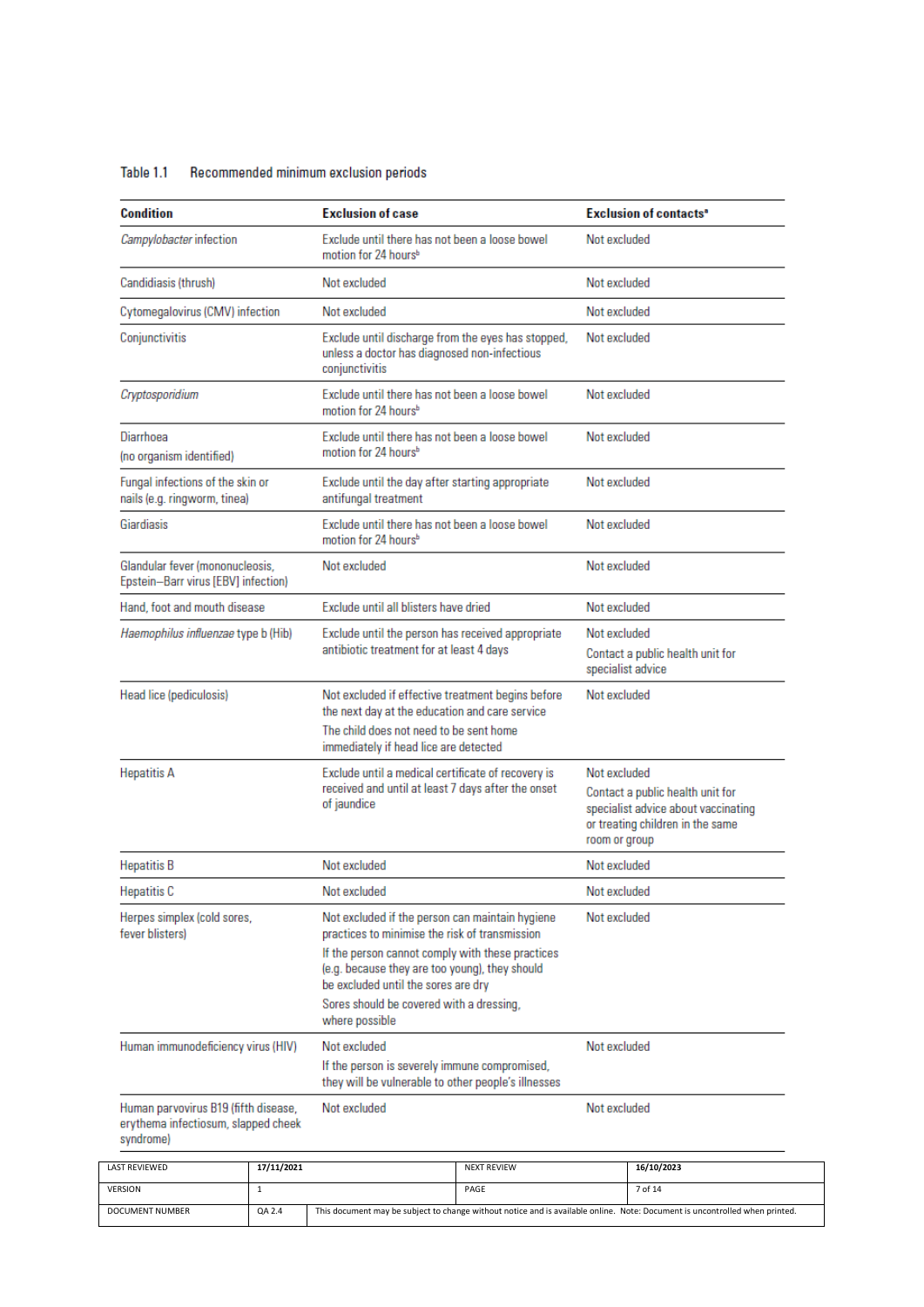Table 1.1 Recommended minimum exclusion periods

| Condition | Exclusion of case | Exclusion of contacts[a] |
|---|---|---|
| *Campylobacter* infection | Exclude until there has not been a loose bowel motion for 24 hours[b] | Not excluded |
| Candidiasis (thrush) | Not excluded | Not excluded |
| Cytomegalovirus (CMV) infection | Not excluded | Not excluded |
| Conjunctivitis | Exclude until discharge from the eyes has stopped, unless a doctor has diagnosed non-infectious conjunctivitis | Not excluded |
| *Cryptosporidium* | Exclude until there has not been a loose bowel motion for 24 hours[b] | Not excluded |
| Diarrhoea (no organism identified) | Exclude until there has not been a loose bowel motion for 24 hours[b] | Not excluded |
| Fungal infections of the skin or nails (e.g. ringworm, tinea) | Exclude until the day after starting appropriate antifungal treatment | Not excluded |
| Giardiasis | Exclude until there has not been a loose bowel motion for 24 hours[b] | Not excluded |
| Glandular fever (mononucleosis, Epstein–Barr virus [EBV] infection) | Not excluded | Not excluded |
| Hand, foot and mouth disease | Exclude until all blisters have dried | Not excluded |
| *Haemophilus influenzae* type b (Hib) | Exclude until the person has received appropriate antibiotic treatment for at least 4 days | Not excluded<br>Contact a public health unit for specialist advice |
| Head lice (pediculosis) | Not excluded if effective treatment begins before the next day at the education and care service<br>The child does not need to be sent home immediately if head lice are detected | Not excluded |
| Hepatitis A | Exclude until a medical certificate of recovery is received and until at least 7 days after the onset of jaundice | Not excluded<br>Contact a public health unit for specialist advice about vaccinating or treating children in the same room or group |
| Hepatitis B | Not excluded | Not excluded |
| Hepatitis C | Not excluded | Not excluded |
| Herpes simplex (cold sores, fever blisters) | Not excluded if the person can maintain hygiene practices to minimise the risk of transmission<br>If the person cannot comply with these practices (e.g. because they are too young), they should be excluded until the sores are dry<br>Sores should be covered with a dressing, where possible | Not excluded |
| Human immunodeficiency virus (HIV) | Not excluded<br>If the person is severely immune compromised, they will be vulnerable to other people's illnesses | Not excluded |
| Human parvovirus B19 (fifth disease, erythema infectiosum, slapped cheek syndrome) | Not excluded | Not excluded |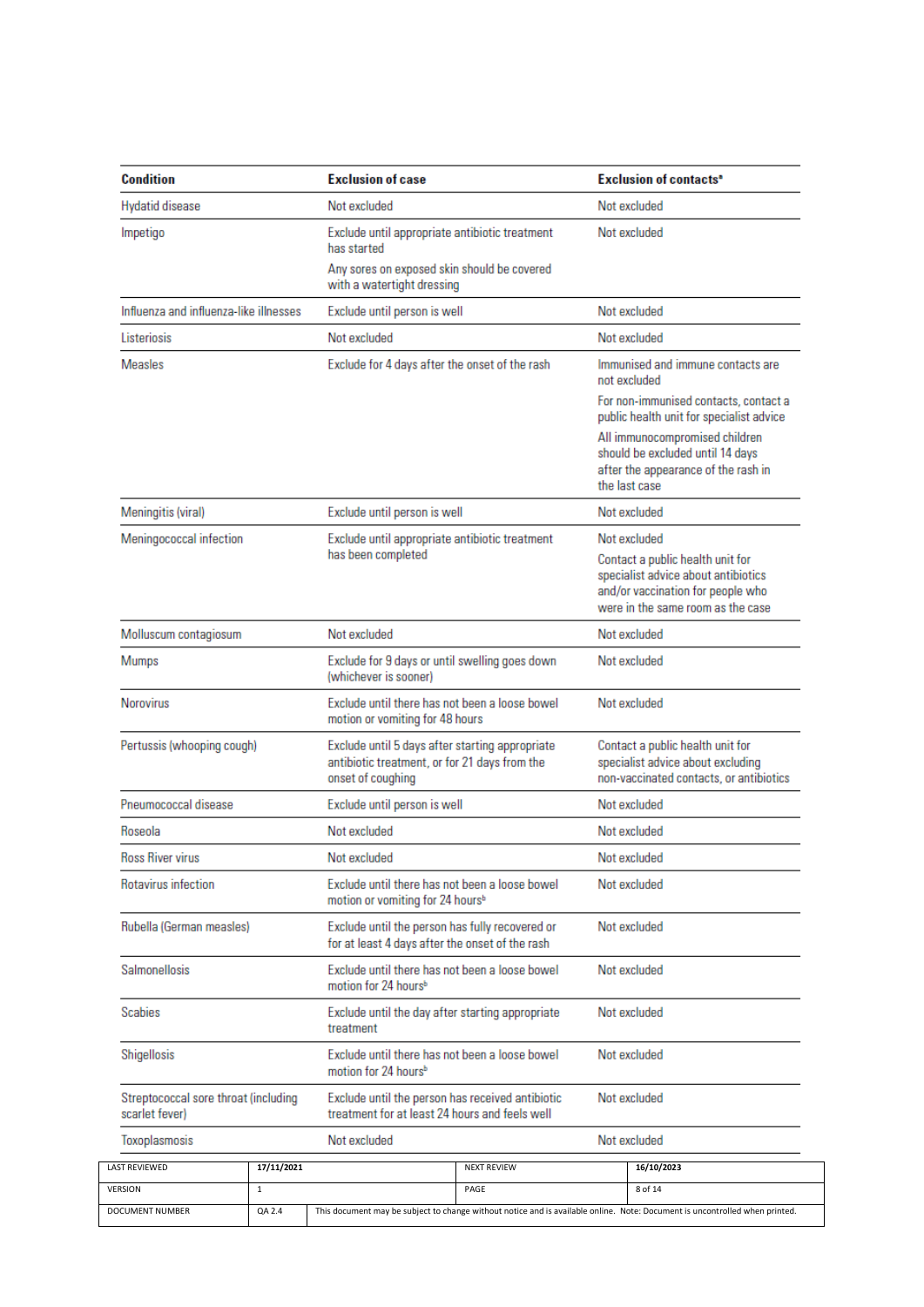| Condition | Exclusion of case | Exclusion of contacts[a] |
|---|---|---|
| Hydatid disease | Not excluded | Not excluded |
| Impetigo | Exclude until appropriate antibiotic treatment has started<br>Any sores on exposed skin should be covered with a watertight dressing | Not excluded |
| Influenza and influenza-like illnesses | Exclude until person is well | Not excluded |
| Listeriosis | Not excluded | Not excluded |
| Measles | Exclude for 4 days after the onset of the rash | Immunised and immune contacts are not excluded<br>For non-immunised contacts, contact a public health unit for specialist advice<br>All immunocompromised children should be excluded until 14 days after the appearance of the rash in the last case |
| Meningitis (viral) | Exclude until person is well | Not excluded |
| Meningococcal infection | Exclude until appropriate antibiotic treatment has been completed | Not excluded<br>Contact a public health unit for specialist advice about antibiotics and/or vaccination for people who were in the same room as the case |
| Molluscum contagiosum | Not excluded | Not excluded |
| Mumps | Exclude for 9 days or until swelling goes down (whichever is sooner) | Not excluded |
| Norovirus | Exclude until there has not been a loose bowel motion or vomiting for 48 hours | Not excluded |
| Pertussis (whooping cough) | Exclude until 5 days after starting appropriate antibiotic treatment, or for 21 days from the onset of coughing | Contact a public health unit for specialist advice about excluding non-vaccinated contacts, or antibiotics |
| Pneumococcal disease | Exclude until person is well | Not excluded |
| Roseola | Not excluded | Not excluded |
| Ross River virus | Not excluded | Not excluded |
| Rotavirus infection | Exclude until there has not been a loose bowel motion or vomiting for 24 hours[b] | Not excluded |
| Rubella (German measles) | Exclude until the person has fully recovered or for at least 4 days after the onset of the rash | Not excluded |
| Salmonellosis | Exclude until there has not been a loose bowel motion for 24 hours[b] | Not excluded |
| Scabies | Exclude until the day after starting appropriate treatment | Not excluded |
| Shigellosis | Exclude until there has not been a loose bowel motion for 24 hours[b] | Not excluded |
| Streptococcal sore throat (including scarlet fever) | Exclude until the person has received antibiotic treatment for at least 24 hours and feels well | Not excluded |
| Toxoplasmosis | Not excluded | Not excluded |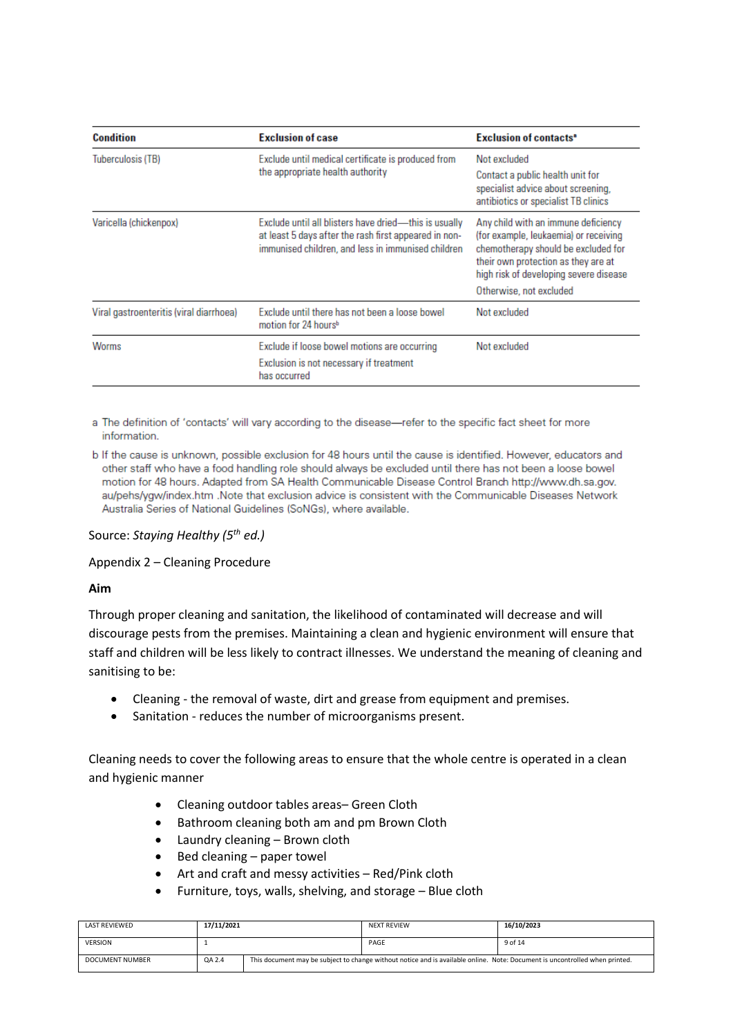| Condition | Exclusion of case | Exclusion of contacts[a] |
|---|---|---|
| Tuberculosis (TB) | Exclude until medical certificate is produced from the appropriate health authority | Not excluded<br>Contact a public health unit for specialist advice about screening, antibiotics or specialist TB clinics |
| Varicella (chickenpox) | Exclude until all blisters have dried—this is usually at least 5 days after the rash first appeared in non-immunised children, and less in immunised children | Any child with an immune deficiency (for example, leukaemia) or receiving chemotherapy should be excluded for their own protection as they are at high risk of developing severe disease<br>Otherwise, not excluded |
| Viral gastroenteritis (viral diarrhoea) | Exclude until there has not been a loose bowel motion for 24 hours[b] | Not excluded |
| Worms | Exclude if loose bowel motions are occurring<br>Exclusion is not necessary if treatment has occurred | Not excluded |

a The definition of 'contacts' will vary according to the disease—refer to the specific fact sheet for more information.

b If the cause is unknown, possible exclusion for 48 hours until the cause is identified. However, educators and other staff who have a food handling role should always be excluded until there has not been a loose bowel motion for 48 hours. Adapted from SA Health Communicable Disease Control Branch http://www.dh.sa.gov.au/pehs/ygw/index.htm .Note that exclusion advice is consistent with the Communicable Diseases Network Australia Series of National Guidelines (SoNGs), where available.

Source: *Staying Healthy (5th ed.)*

Appendix 2 – Cleaning Procedure

**Aim**

Through proper cleaning and sanitation, the likelihood of contaminated will decrease and will discourage pests from the premises. Maintaining a clean and hygienic environment will ensure that staff and children will be less likely to contract illnesses. We understand the meaning of cleaning and sanitising to be:

- Cleaning - the removal of waste, dirt and grease from equipment and premises.
- Sanitation - reduces the number of microorganisms present.

Cleaning needs to cover the following areas to ensure that the whole centre is operated in a clean and hygienic manner

- Cleaning outdoor tables areas– Green Cloth
- Bathroom cleaning both am and pm Brown Cloth
- Laundry cleaning – Brown cloth
- Bed cleaning – paper towel
- Art and craft and messy activities – Red/Pink cloth
- Furniture, toys, walls, shelving, and storage – Blue cloth

| LAST REVIEWED | 17/11/2021 | | NEXT REVIEW | 16/10/2023 |
|---|---|---|---|---|
| VERSION | 1 | | PAGE | 9 of 14 |
| DOCUMENT NUMBER | QA 2.4 | This document may be subject to change without notice and is available online. Note: Document is uncontrolled when printed. | | |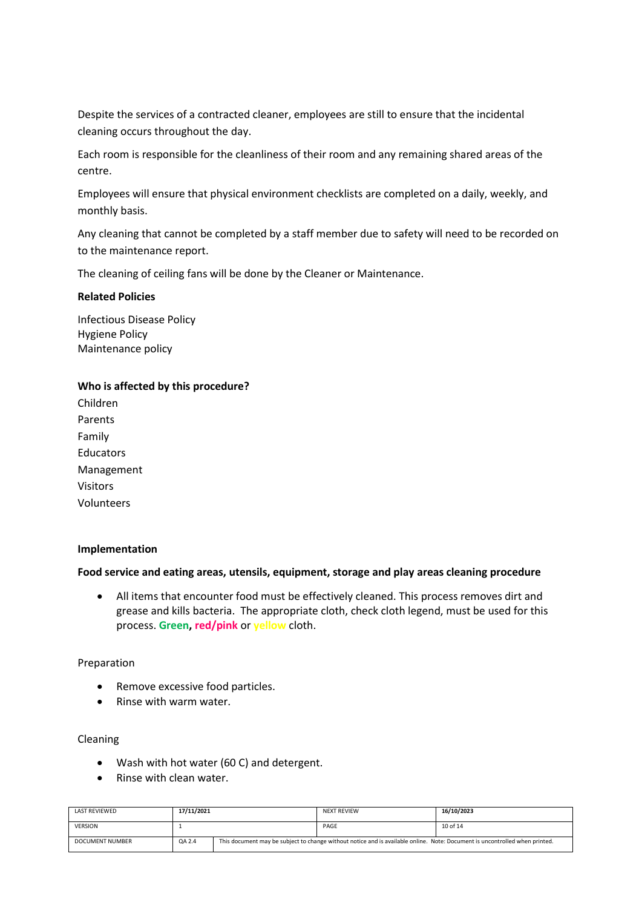Despite the services of a contracted cleaner, employees are still to ensure that the incidental cleaning occurs throughout the day.

Each room is responsible for the cleanliness of their room and any remaining shared areas of the centre.

Employees will ensure that physical environment checklists are completed on a daily, weekly, and monthly basis.

Any cleaning that cannot be completed by a staff member due to safety will need to be recorded on to the maintenance report.

The cleaning of ceiling fans will be done by the Cleaner or Maintenance.

**Related Policies**

Infectious Disease Policy
Hygiene Policy
Maintenance policy

**Who is affected by this procedure?**

Children
Parents
Family
Educators
Management
Visitors
Volunteers

**Implementation**

**Food service and eating areas, utensils, equipment, storage and play areas cleaning procedure**

- All items that encounter food must be effectively cleaned. This process removes dirt and grease and kills bacteria. The appropriate cloth, check cloth legend, must be used for this process. **Green, red/pink** or yellow cloth.

Preparation

- Remove excessive food particles.
- Rinse with warm water.

Cleaning

- Wash with hot water (60 C) and detergent.
- Rinse with clean water.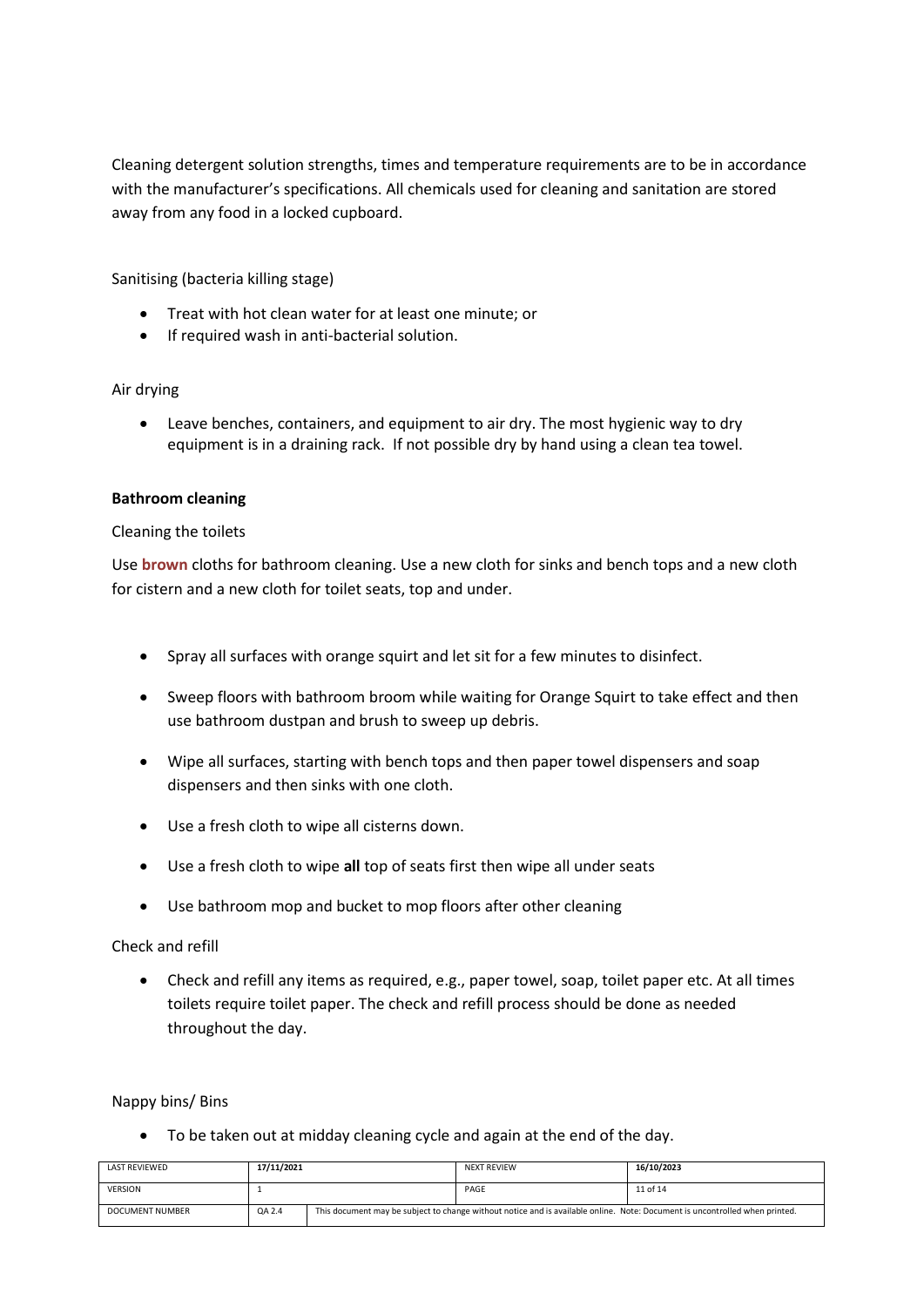Cleaning detergent solution strengths, times and temperature requirements are to be in accordance with the manufacturer's specifications. All chemicals used for cleaning and sanitation are stored away from any food in a locked cupboard.

Sanitising (bacteria killing stage)

- Treat with hot clean water for at least one minute; or
- If required wash in anti-bacterial solution.

Air drying

- Leave benches, containers, and equipment to air dry. The most hygienic way to dry equipment is in a draining rack. If not possible dry by hand using a clean tea towel.

**Bathroom cleaning**

Cleaning the toilets

Use **brown** cloths for bathroom cleaning. Use a new cloth for sinks and bench tops and a new cloth for cistern and a new cloth for toilet seats, top and under.

- Spray all surfaces with orange squirt and let sit for a few minutes to disinfect.
- Sweep floors with bathroom broom while waiting for Orange Squirt to take effect and then use bathroom dustpan and brush to sweep up debris.
- Wipe all surfaces, starting with bench tops and then paper towel dispensers and soap dispensers and then sinks with one cloth.
- Use a fresh cloth to wipe all cisterns down.
- Use a fresh cloth to wipe **all** top of seats first then wipe all under seats
- Use bathroom mop and bucket to mop floors after other cleaning

Check and refill

- Check and refill any items as required, e.g., paper towel, soap, toilet paper etc. At all times toilets require toilet paper. The check and refill process should be done as needed throughout the day.

Nappy bins/ Bins

- To be taken out at midday cleaning cycle and again at the end of the day.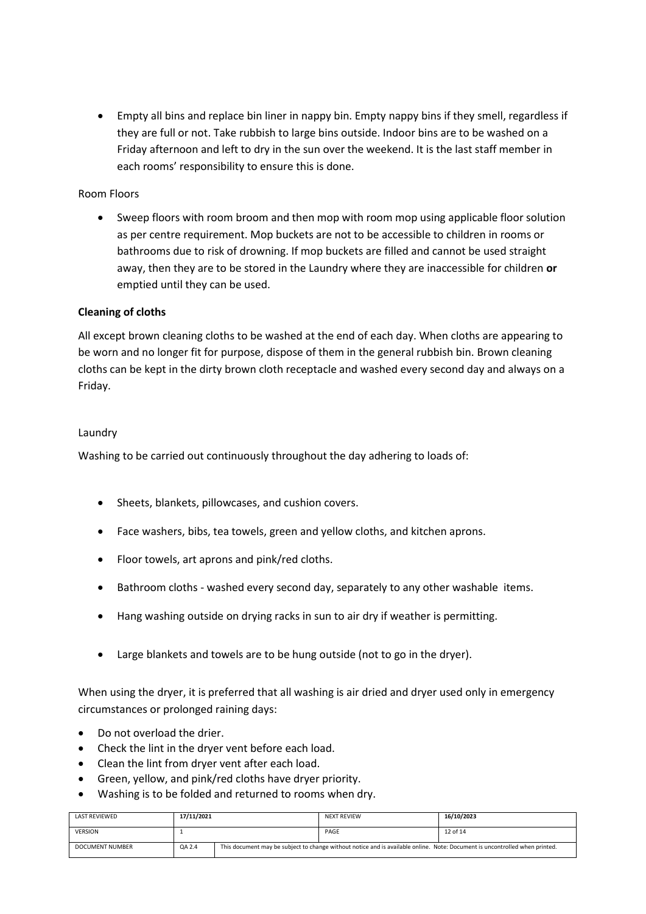- Empty all bins and replace bin liner in nappy bin. Empty nappy bins if they smell, regardless if they are full or not. Take rubbish to large bins outside. Indoor bins are to be washed on a Friday afternoon and left to dry in the sun over the weekend. It is the last staff member in each rooms' responsibility to ensure this is done.

Room Floors

- Sweep floors with room broom and then mop with room mop using applicable floor solution as per centre requirement. Mop buckets are not to be accessible to children in rooms or bathrooms due to risk of drowning. If mop buckets are filled and cannot be used straight away, then they are to be stored in the Laundry where they are inaccessible for children **or** emptied until they can be used.

**Cleaning of cloths**

All except brown cleaning cloths to be washed at the end of each day. When cloths are appearing to be worn and no longer fit for purpose, dispose of them in the general rubbish bin. Brown cleaning cloths can be kept in the dirty brown cloth receptacle and washed every second day and always on a Friday.

Laundry

Washing to be carried out continuously throughout the day adhering to loads of:

- Sheets, blankets, pillowcases, and cushion covers.
- Face washers, bibs, tea towels, green and yellow cloths, and kitchen aprons.
- Floor towels, art aprons and pink/red cloths.
- Bathroom cloths - washed every second day, separately to any other washable items.
- Hang washing outside on drying racks in sun to air dry if weather is permitting.
- Large blankets and towels are to be hung outside (not to go in the dryer).

When using the dryer, it is preferred that all washing is air dried and dryer used only in emergency circumstances or prolonged raining days:

- Do not overload the drier.
- Check the lint in the dryer vent before each load.
- Clean the lint from dryer vent after each load.
- Green, yellow, and pink/red cloths have dryer priority.
- Washing is to be folded and returned to rooms when dry.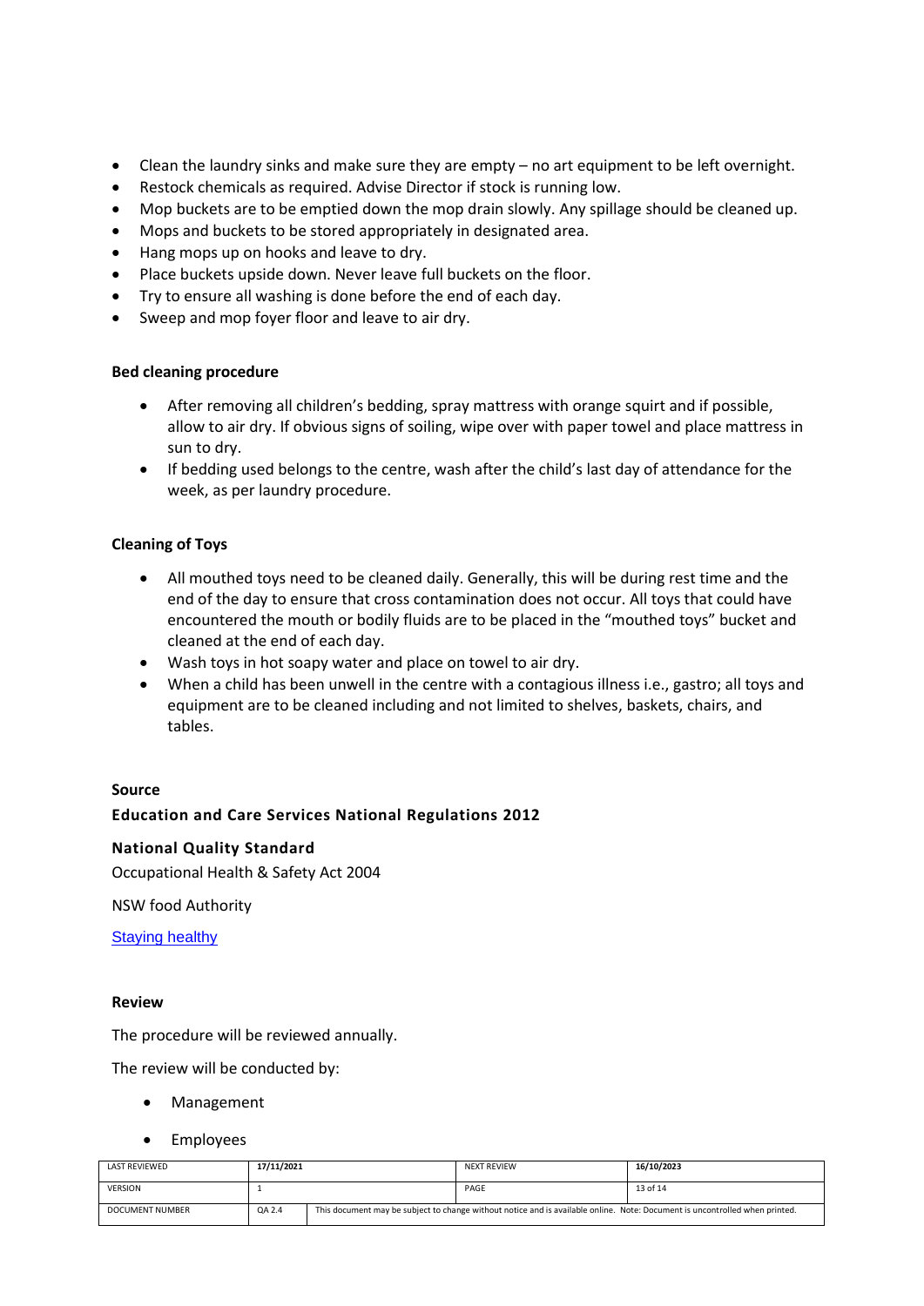- Clean the laundry sinks and make sure they are empty – no art equipment to be left overnight.
- Restock chemicals as required. Advise Director if stock is running low.
- Mop buckets are to be emptied down the mop drain slowly. Any spillage should be cleaned up.
- Mops and buckets to be stored appropriately in designated area.
- Hang mops up on hooks and leave to dry.
- Place buckets upside down. Never leave full buckets on the floor.
- Try to ensure all washing is done before the end of each day.
- Sweep and mop foyer floor and leave to air dry.

**Bed cleaning procedure**

- After removing all children's bedding, spray mattress with orange squirt and if possible, allow to air dry. If obvious signs of soiling, wipe over with paper towel and place mattress in sun to dry.
- If bedding used belongs to the centre, wash after the child's last day of attendance for the week, as per laundry procedure.

**Cleaning of Toys**

- All mouthed toys need to be cleaned daily. Generally, this will be during rest time and the end of the day to ensure that cross contamination does not occur. All toys that could have encountered the mouth or bodily fluids are to be placed in the "mouthed toys" bucket and cleaned at the end of each day.
- Wash toys in hot soapy water and place on towel to air dry.
- When a child has been unwell in the centre with a contagious illness i.e., gastro; all toys and equipment are to be cleaned including and not limited to shelves, baskets, chairs, and tables.

**Source**

**Education and Care Services National Regulations 2012**

**National Quality Standard**

Occupational Health & Safety Act 2004

NSW food Authority

Staying healthy

**Review**

The procedure will be reviewed annually.

The review will be conducted by:

- Management
- Employees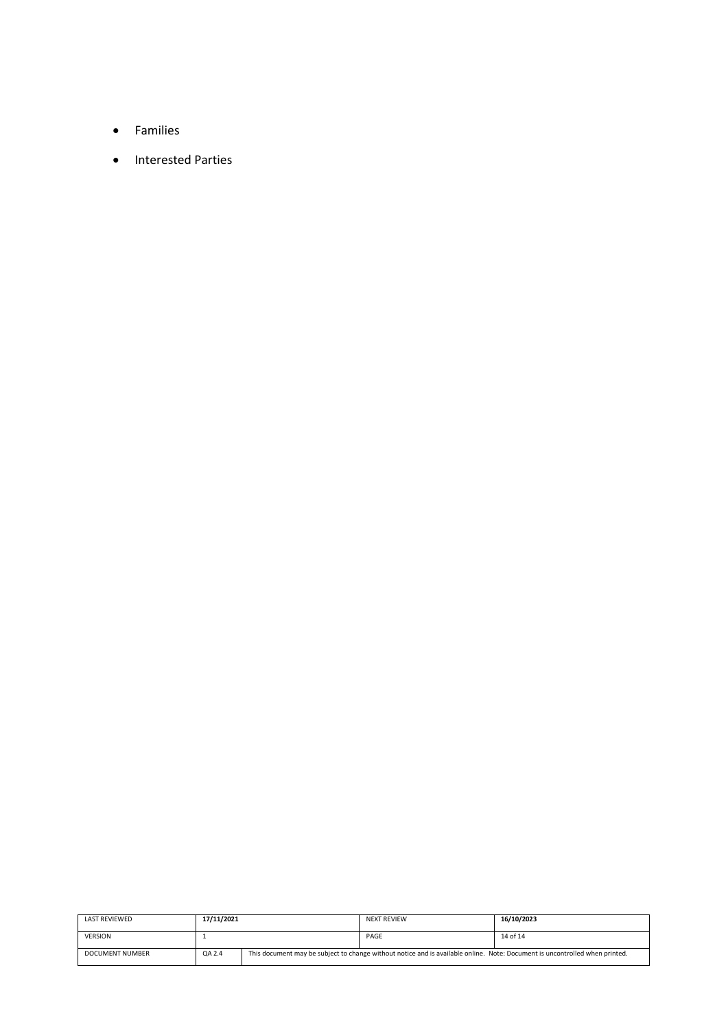- Families
- Interested Parties